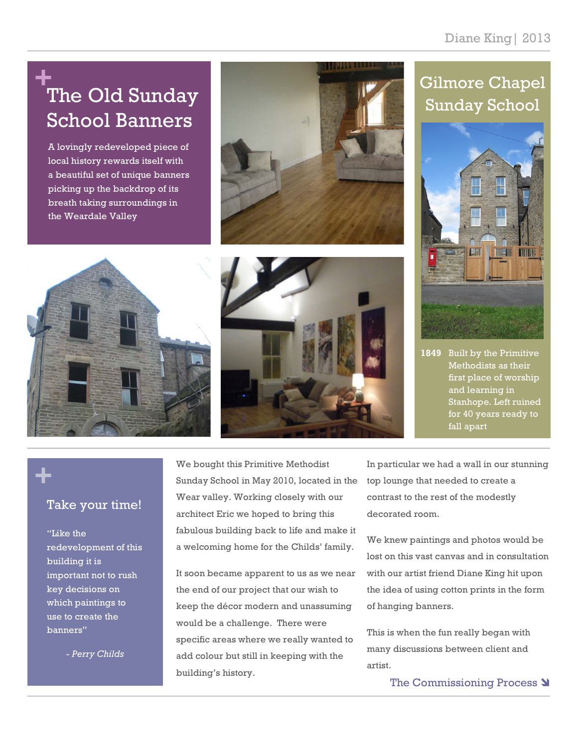# The Old Sunday School Banners

A lovingly redeveloped piece of local history rewards itself with a beautiful set of unique banners picking up the backdrop of its breath taking surroundings in the Weardale Valley

## Gilmore Chapel Sunday School

**1849** Built by the Primitive Methodists as their first place of worship and learning in Stanhope. Left ruined for 40 years ready to fall apart

### Take your time!

"Like the redevelopment of this building it is important not to rush key decisions on which paintings to use to create the banners"

*- Perry Childs*

We bought this Primitive Methodist Sunday School in May 2010, located in the Wear valley. Working closely with our architect Eric we hoped to bring this fabulous building back to life and make it a welcoming home for the Childs' family.

It soon became apparent to us as we near the end of our project that our wish to keep the décor modern and unassuming would be a challenge. There were specific areas where we really wanted to add colour but still in keeping with the building's history.

In particular we had a wall in our stunning top lounge that needed to create a contrast to the rest of the modestly decorated room.

We knew paintings and photos would be lost on this vast canvas and in consultation with our artist friend Diane King hit upon the idea of using cotton prints in the form of hanging banners.

This is when the fun really began with many discussions between client and artist.

The Commissioning Process ↘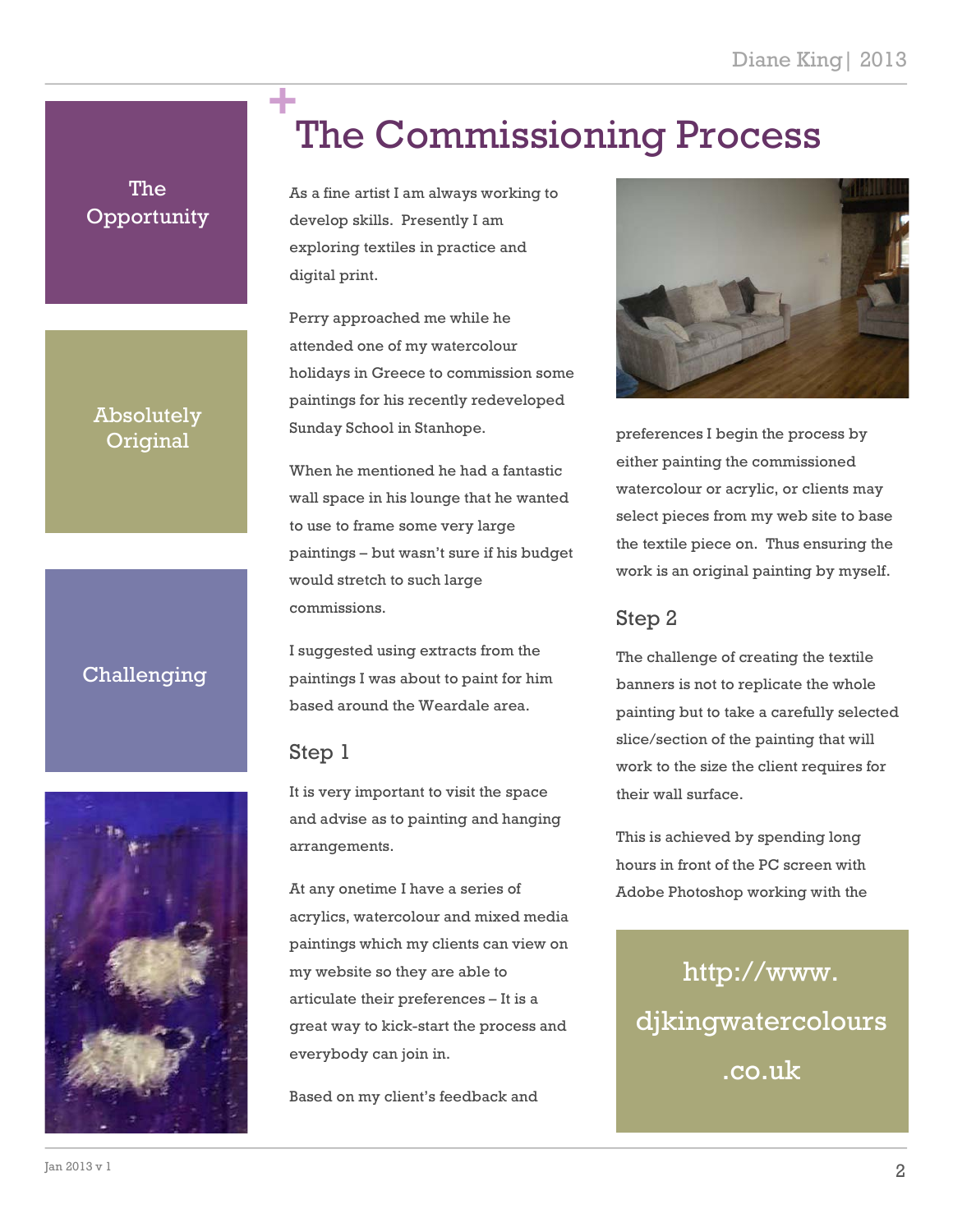# The Commissioning Process

The Opportunity

Absolutely Original

Challenging

As a fine artist I am always working to develop skills. Presently I am exploring textiles in practice and digital print.

Perry approached me while he attended one of my watercolour holidays in Greece to commission some paintings for his recently redeveloped Sunday School in Stanhope.

When he mentioned he had a fantastic wall space in his lounge that he wanted to use to frame some very large paintings – but wasn't sure if his budget would stretch to such large commissions.

I suggested using extracts from the paintings I was about to paint for him based around the Weardale area.

## Step 1

It is very important to visit the space and advise as to painting and hanging arrangements.

At any onetime I have a series of acrylics, watercolour and mixed media paintings which my clients can view on my website so they are able to articulate their preferences – It is a great way to kick-start the process and everybody can join in.

Based on my client's feedback and preferences I begin the process by either painting the commissioned watercolour or acrylic, or clients may select pieces from my web site to base the textile piece on. Thus ensuring the work is an original painting by myself.

## Step 2

The challenge of creating the textile banners is not to replicate the whole painting but to take a carefully selected slice/section of the painting that will work to the size the client requires for their wall surface.

This is achieved by spending long hours in front of the PC screen with Adobe Photoshop working with the

http://www.djkingwatercolours.co.uk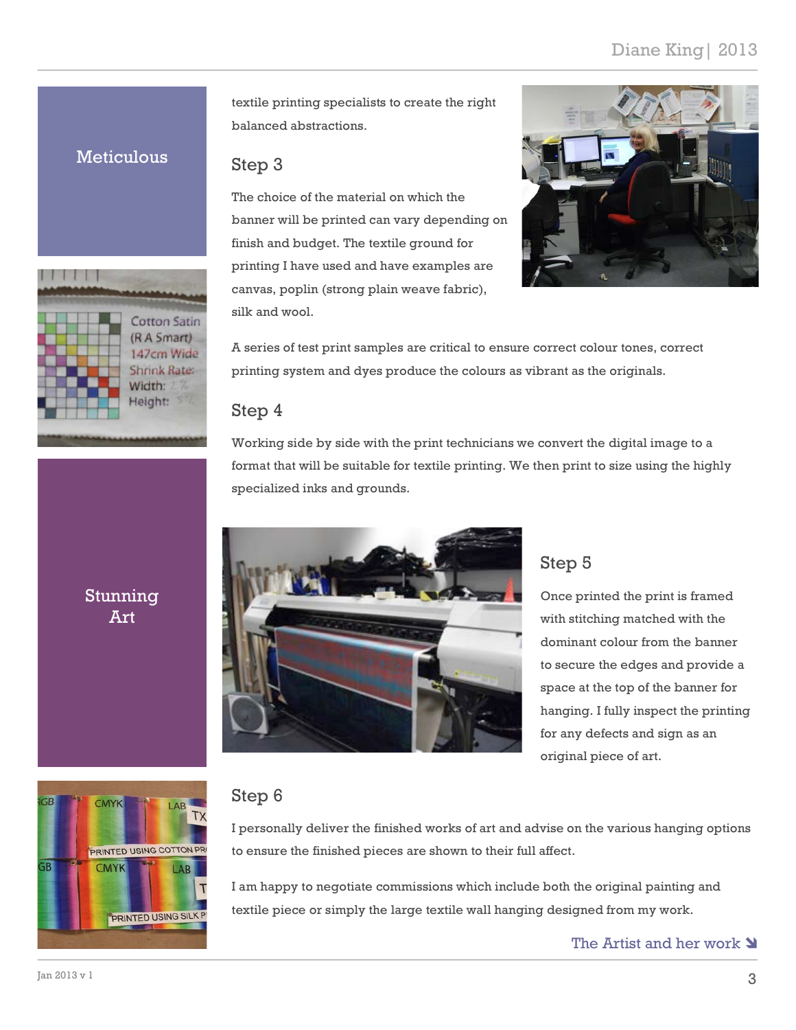**Meticulous**

textile printing specialists to create the right balanced abstractions.

## Step 3

The choice of the material on which the banner will be printed can vary depending on finish and budget. The textile ground for printing I have used and have examples are canvas, poplin (strong plain weave fabric), silk and wool.

A series of test print samples are critical to ensure correct colour tones, correct printing system and dyes produce the colours as vibrant as the originals.

## Step 4

Working side by side with the print technicians we convert the digital image to a format that will be suitable for textile printing. We then print to size using the highly specialized inks and grounds.

**Stunning Art**

## Step 5

Once printed the print is framed with stitching matched with the dominant colour from the banner to secure the edges and provide a space at the top of the banner for hanging. I fully inspect the printing for any defects and sign as an original piece of art.

## Step 6

I personally deliver the finished works of art and advise on the various hanging options to ensure the finished pieces are shown to their full affect.

I am happy to negotiate commissions which include both the original painting and textile piece or simply the large textile wall hanging designed from my work.

The Artist and her work ➘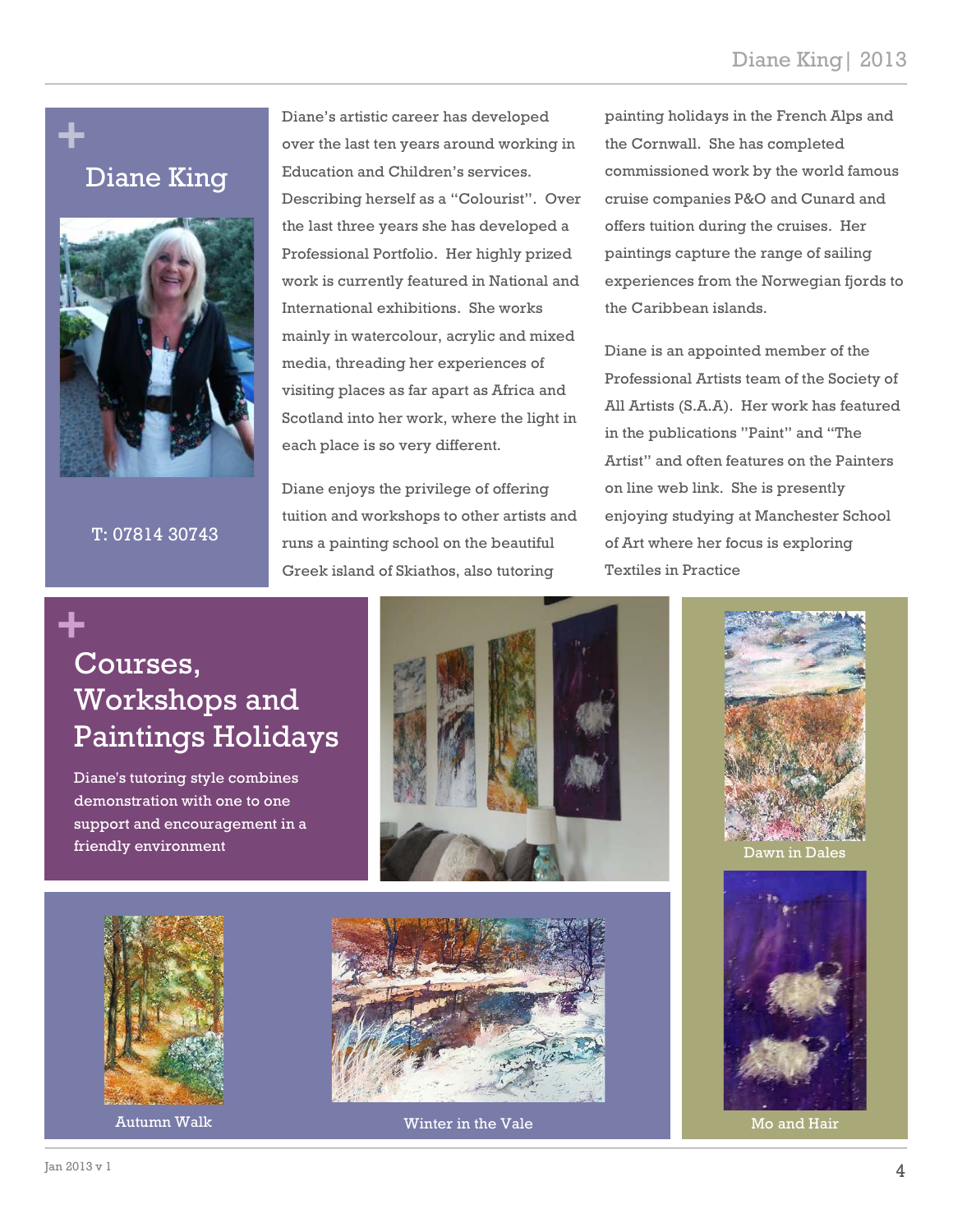# Diane King

T: 07814 30743

Diane's artistic career has developed over the last ten years around working in Education and Children's services. Describing herself as a "Colourist". Over the last three years she has developed a Professional Portfolio. Her highly prized work is currently featured in National and International exhibitions. She works mainly in watercolour, acrylic and mixed media, threading her experiences of visiting places as far apart as Africa and Scotland into her work, where the light in each place is so very different.

Diane enjoys the privilege of offering tuition and workshops to other artists and runs a painting school on the beautiful Greek island of Skiathos, also tutoring painting holidays in the French Alps and the Cornwall. She has completed commissioned work by the world famous cruise companies P&O and Cunard and offers tuition during the cruises. Her paintings capture the range of sailing experiences from the Norwegian fjords to the Caribbean islands.

Diane is an appointed member of the Professional Artists team of the Society of All Artists (S.A.A). Her work has featured in the publications "Paint" and "The Artist" and often features on the Painters on line web link. She is presently enjoying studying at Manchester School of Art where her focus is exploring Textiles in Practice

# Courses, Workshops and Paintings Holidays

Diane's tutoring style combines demonstration with one to one support and encouragement in a friendly environment

Dawn in Dales

Mo and Hair

Autumn Walk

Winter in the Vale